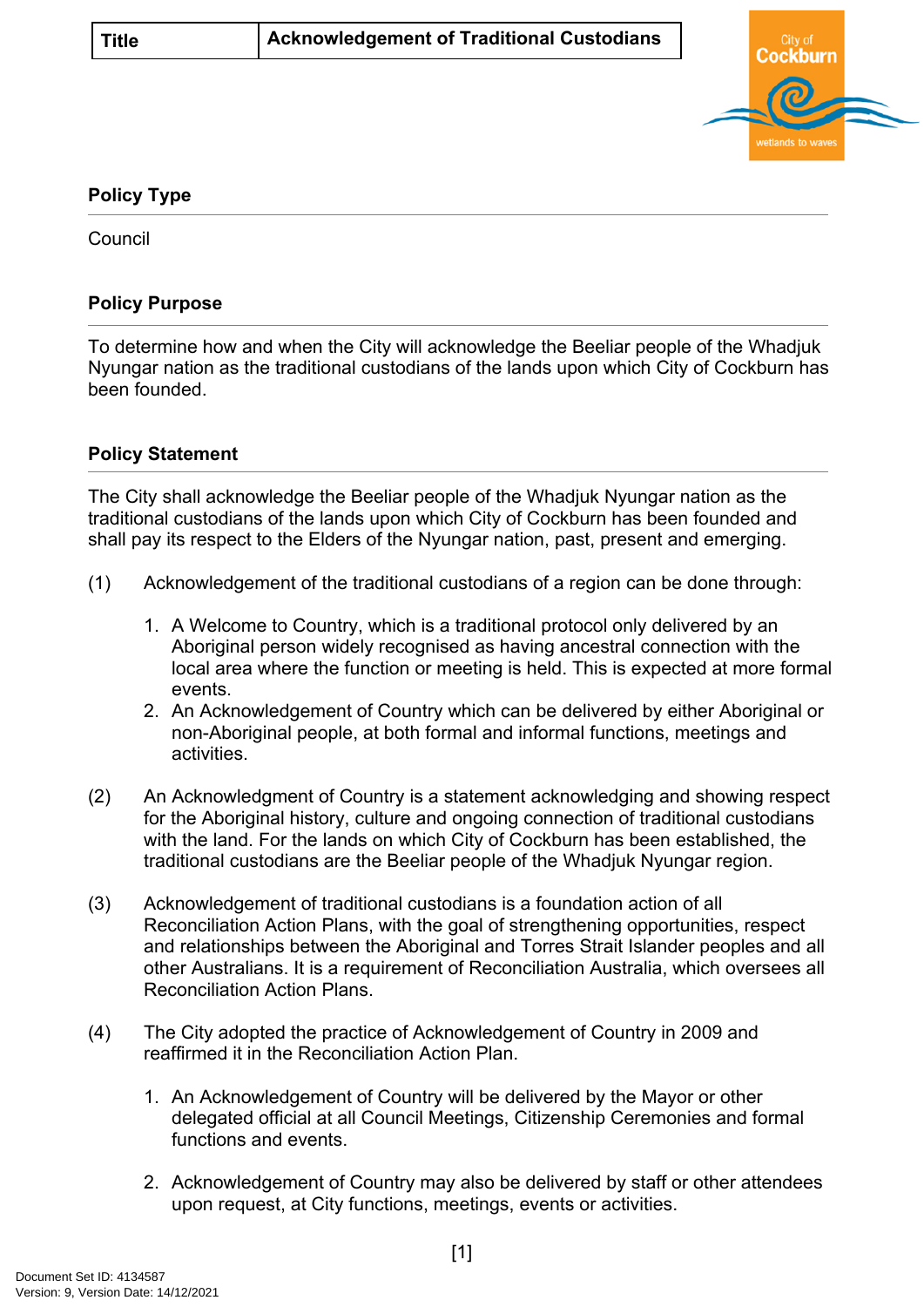| Title | Acknowledgement of Traditional Custodians |
| --- | --- |

## Policy Type

Council

## Policy Purpose

To determine how and when the City will acknowledge the Beeliar people of the Whadjuk Nyungar nation as the traditional custodians of the lands upon which City of Cockburn has been founded.

## Policy Statement

The City shall acknowledge the Beeliar people of the Whadjuk Nyungar nation as the traditional custodians of the lands upon which City of Cockburn has been founded and shall pay its respect to the Elders of the Nyungar nation, past, present and emerging.

(1) Acknowledgement of the traditional custodians of a region can be done through:

1. A Welcome to Country, which is a traditional protocol only delivered by an Aboriginal person widely recognised as having ancestral connection with the local area where the function or meeting is held. This is expected at more formal events.
2. An Acknowledgement of Country which can be delivered by either Aboriginal or non-Aboriginal people, at both formal and informal functions, meetings and activities.

(2) An Acknowledgment of Country is a statement acknowledging and showing respect for the Aboriginal history, culture and ongoing connection of traditional custodians with the land. For the lands on which City of Cockburn has been established, the traditional custodians are the Beeliar people of the Whadjuk Nyungar region.

(3) Acknowledgement of traditional custodians is a foundation action of all Reconciliation Action Plans, with the goal of strengthening opportunities, respect and relationships between the Aboriginal and Torres Strait Islander peoples and all other Australians. It is a requirement of Reconciliation Australia, which oversees all Reconciliation Action Plans.

(4) The City adopted the practice of Acknowledgement of Country in 2009 and reaffirmed it in the Reconciliation Action Plan.

1. An Acknowledgement of Country will be delivered by the Mayor or other delegated official at all Council Meetings, Citizenship Ceremonies and formal functions and events.

2. Acknowledgement of Country may also be delivered by staff or other attendees upon request, at City functions, meetings, events or activities.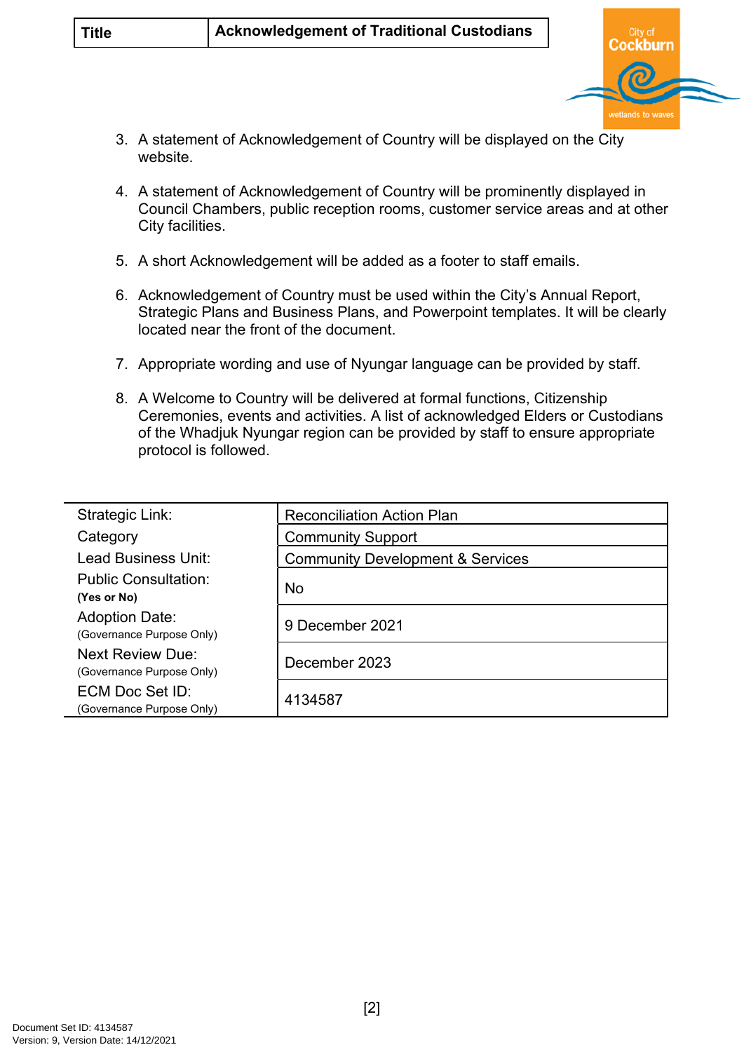| Title | Acknowledgement of Traditional Custodians |
|---|---|

3. A statement of Acknowledgement of Country will be displayed on the City website.

4. A statement of Acknowledgement of Country will be prominently displayed in Council Chambers, public reception rooms, customer service areas and at other City facilities.

5. A short Acknowledgement will be added as a footer to staff emails.

6. Acknowledgement of Country must be used within the City's Annual Report, Strategic Plans and Business Plans, and Powerpoint templates. It will be clearly located near the front of the document.

7. Appropriate wording and use of Nyungar language can be provided by staff.

8. A Welcome to Country will be delivered at formal functions, Citizenship Ceremonies, events and activities. A list of acknowledged Elders or Custodians of the Whadjuk Nyungar region can be provided by staff to ensure appropriate protocol is followed.

| | |
|---|---|
| Strategic Link: | Reconciliation Action Plan |
| Category | Community Support |
| Lead Business Unit: | Community Development & Services |
| Public Consultation: **(Yes or No)** | No |
| Adoption Date: (Governance Purpose Only) | 9 December 2021 |
| Next Review Due: (Governance Purpose Only) | December 2023 |
| ECM Doc Set ID: (Governance Purpose Only) | 4134587 |

Document Set ID: 4134587
Version: 9, Version Date: 14/12/2021